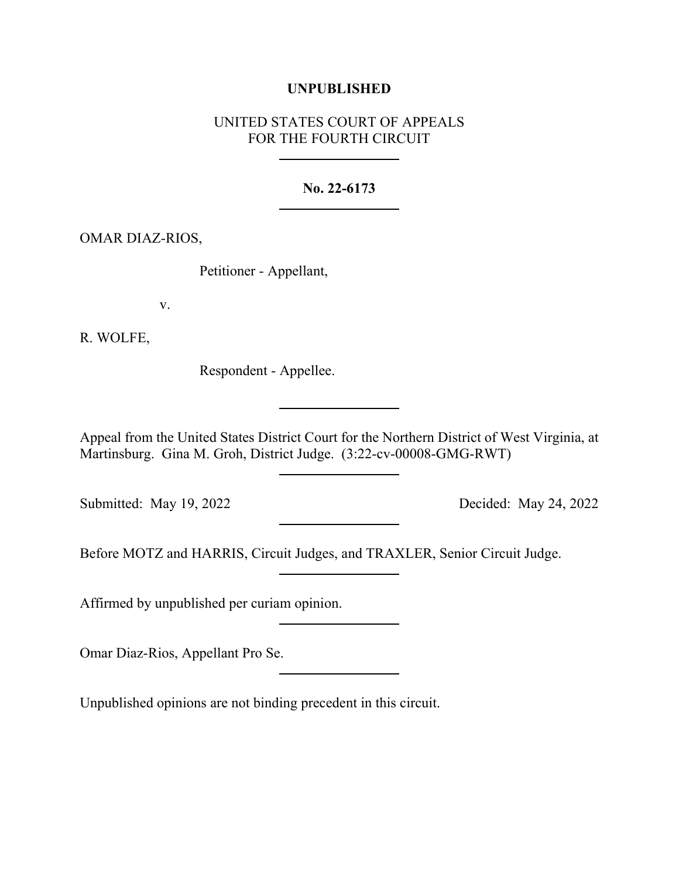**UNPUBLISHED**

UNITED STATES COURT OF APPEALS
FOR THE FOURTH CIRCUIT

---

**No. 22-6173**

---

OMAR DIAZ-RIOS,

Petitioner - Appellant,

v.

R. WOLFE,

Respondent - Appellee.

---

Appeal from the United States District Court for the Northern District of West Virginia, at Martinsburg. Gina M. Groh, District Judge. (3:22-cv-00008-GMG-RWT)

---

Submitted: May 19, 2022 Decided: May 24, 2022

---

Before MOTZ and HARRIS, Circuit Judges, and TRAXLER, Senior Circuit Judge.

---

Affirmed by unpublished per curiam opinion.

---

Omar Diaz-Rios, Appellant Pro Se.

---

Unpublished opinions are not binding precedent in this circuit.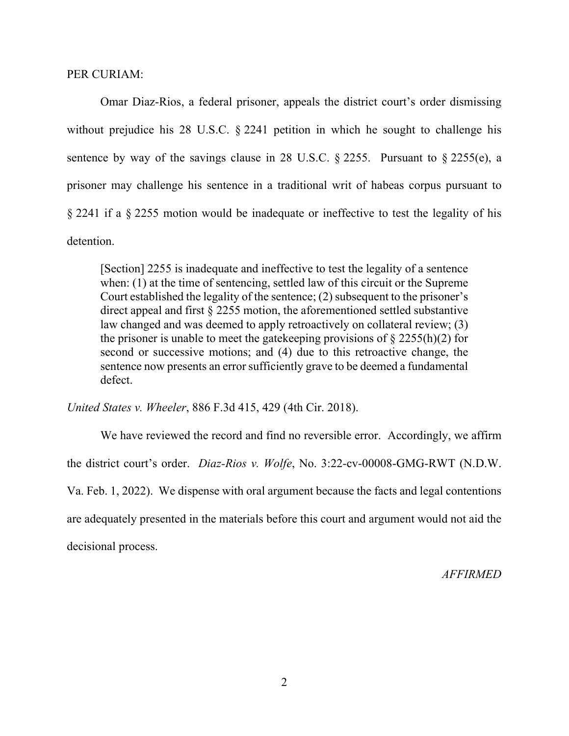PER CURIAM:

Omar Diaz-Rios, a federal prisoner, appeals the district court's order dismissing without prejudice his 28 U.S.C. § 2241 petition in which he sought to challenge his sentence by way of the savings clause in 28 U.S.C. § 2255. Pursuant to § 2255(e), a prisoner may challenge his sentence in a traditional writ of habeas corpus pursuant to § 2241 if a § 2255 motion would be inadequate or ineffective to test the legality of his detention.

> [Section] 2255 is inadequate and ineffective to test the legality of a sentence when: (1) at the time of sentencing, settled law of this circuit or the Supreme Court established the legality of the sentence; (2) subsequent to the prisoner's direct appeal and first § 2255 motion, the aforementioned settled substantive law changed and was deemed to apply retroactively on collateral review; (3) the prisoner is unable to meet the gatekeeping provisions of § 2255(h)(2) for second or successive motions; and (4) due to this retroactive change, the sentence now presents an error sufficiently grave to be deemed a fundamental defect.

*United States v. Wheeler*, 886 F.3d 415, 429 (4th Cir. 2018).

We have reviewed the record and find no reversible error. Accordingly, we affirm the district court's order. *Diaz-Rios v. Wolfe*, No. 3:22-cv-00008-GMG-RWT (N.D.W. Va. Feb. 1, 2022). We dispense with oral argument because the facts and legal contentions are adequately presented in the materials before this court and argument would not aid the decisional process.

*AFFIRMED*